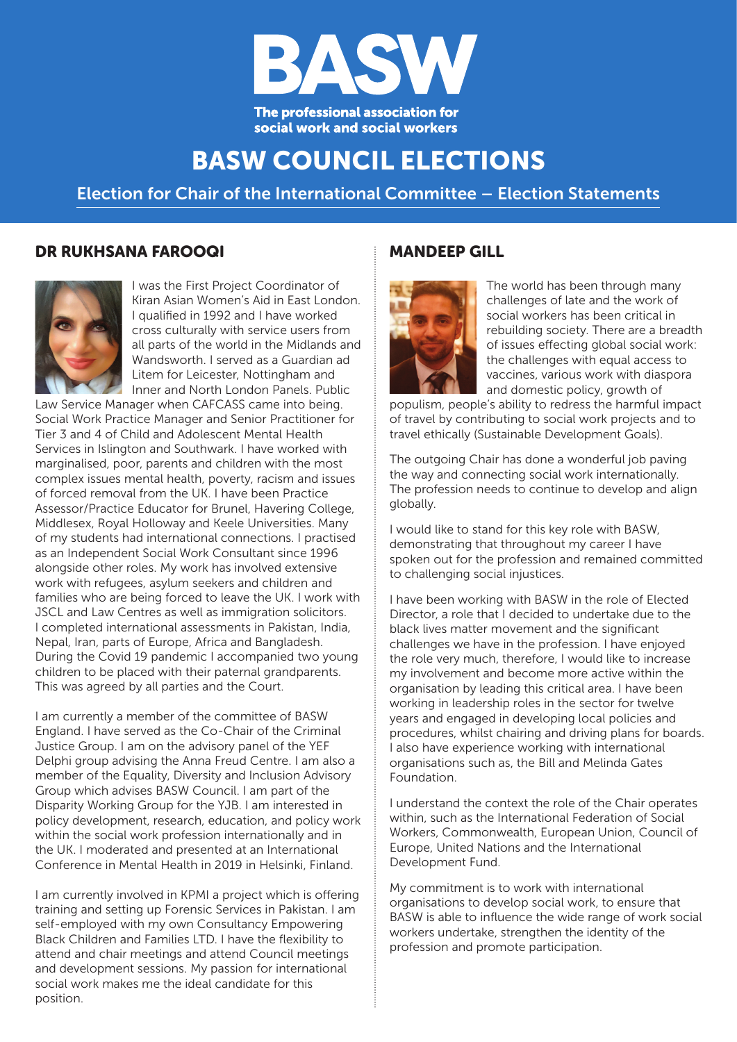# BASW

The professional association for social work and social workers

# BASW COUNCIL ELECTIONS

## Election for Chair of the International Committee – Election Statements

### DR RUKHSANA FAROOQI

I was the First Project Coordinator of Kiran Asian Women's Aid in East London. I qualified in 1992 and I have worked cross culturally with service users from all parts of the world in the Midlands and Wandsworth. I served as a Guardian ad Litem for Leicester, Nottingham and Inner and North London Panels. Public Law Service Manager when CAFCASS came into being. Social Work Practice Manager and Senior Practitioner for Tier 3 and 4 of Child and Adolescent Mental Health Services in Islington and Southwark. I have worked with marginalised, poor, parents and children with the most complex issues mental health, poverty, racism and issues of forced removal from the UK. I have been Practice Assessor/Practice Educator for Brunel, Havering College, Middlesex, Royal Holloway and Keele Universities. Many of my students had international connections. I practised as an Independent Social Work Consultant since 1996 alongside other roles. My work has involved extensive work with refugees, asylum seekers and children and families who are being forced to leave the UK. I work with JSCL and Law Centres as well as immigration solicitors. I completed international assessments in Pakistan, India, Nepal, Iran, parts of Europe, Africa and Bangladesh. During the Covid 19 pandemic I accompanied two young children to be placed with their paternal grandparents. This was agreed by all parties and the Court.

I am currently a member of the committee of BASW England. I have served as the Co-Chair of the Criminal Justice Group. I am on the advisory panel of the YEF Delphi group advising the Anna Freud Centre. I am also a member of the Equality, Diversity and Inclusion Advisory Group which advises BASW Council. I am part of the Disparity Working Group for the YJB. I am interested in policy development, research, education, and policy work within the social work profession internationally and in the UK. I moderated and presented at an International Conference in Mental Health in 2019 in Helsinki, Finland.

I am currently involved in KPMI a project which is offering training and setting up Forensic Services in Pakistan. I am self-employed with my own Consultancy Empowering Black Children and Families LTD. I have the flexibility to attend and chair meetings and attend Council meetings and development sessions. My passion for international social work makes me the ideal candidate for this position.

### MANDEEP GILL

The world has been through many challenges of late and the work of social workers has been critical in rebuilding society. There are a breadth of issues effecting global social work: the challenges with equal access to vaccines, various work with diaspora and domestic policy, growth of populism, people's ability to redress the harmful impact of travel by contributing to social work projects and to travel ethically (Sustainable Development Goals).

The outgoing Chair has done a wonderful job paving the way and connecting social work internationally. The profession needs to continue to develop and align globally.

I would like to stand for this key role with BASW, demonstrating that throughout my career I have spoken out for the profession and remained committed to challenging social injustices.

I have been working with BASW in the role of Elected Director, a role that I decided to undertake due to the black lives matter movement and the significant challenges we have in the profession. I have enjoyed the role very much, therefore, I would like to increase my involvement and become more active within the organisation by leading this critical area. I have been working in leadership roles in the sector for twelve years and engaged in developing local policies and procedures, whilst chairing and driving plans for boards. I also have experience working with international organisations such as, the Bill and Melinda Gates Foundation.

I understand the context the role of the Chair operates within, such as the International Federation of Social Workers, Commonwealth, European Union, Council of Europe, United Nations and the International Development Fund.

My commitment is to work with international organisations to develop social work, to ensure that BASW is able to influence the wide range of work social workers undertake, strengthen the identity of the profession and promote participation.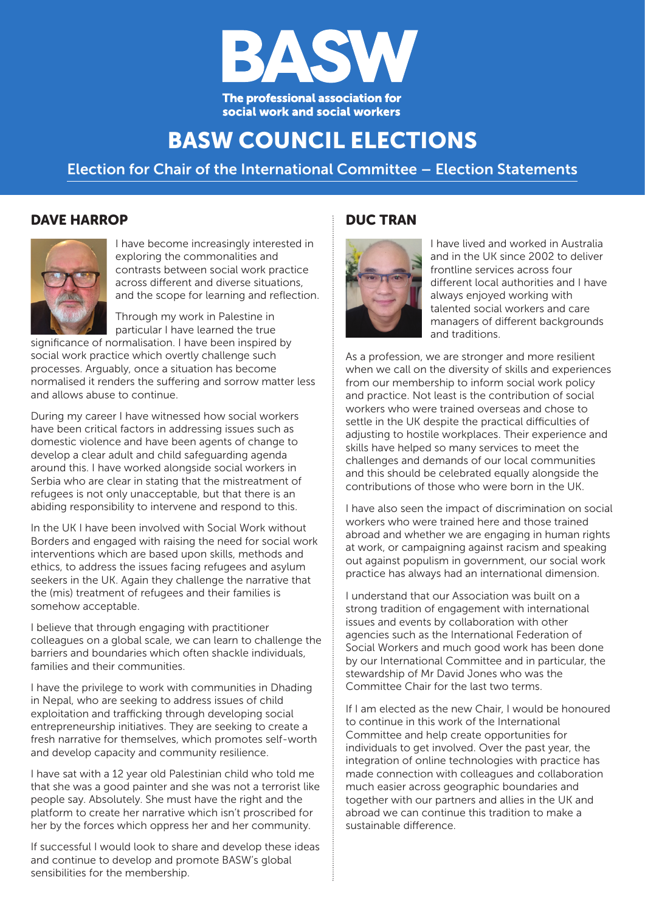# BASW

**The professional association for social work and social workers**

# BASW COUNCIL ELECTIONS

## Election for Chair of the International Committee – Election Statements

### DAVE HARROP

I have become increasingly interested in exploring the commonalities and contrasts between social work practice across different and diverse situations, and the scope for learning and reflection.

Through my work in Palestine in particular I have learned the true significance of normalisation. I have been inspired by social work practice which overtly challenge such processes. Arguably, once a situation has become normalised it renders the suffering and sorrow matter less and allows abuse to continue.

During my career I have witnessed how social workers have been critical factors in addressing issues such as domestic violence and have been agents of change to develop a clear adult and child safeguarding agenda around this. I have worked alongside social workers in Serbia who are clear in stating that the mistreatment of refugees is not only unacceptable, but that there is an abiding responsibility to intervene and respond to this.

In the UK I have been involved with Social Work without Borders and engaged with raising the need for social work interventions which are based upon skills, methods and ethics, to address the issues facing refugees and asylum seekers in the UK. Again they challenge the narrative that the (mis) treatment of refugees and their families is somehow acceptable.

I believe that through engaging with practitioner colleagues on a global scale, we can learn to challenge the barriers and boundaries which often shackle individuals, families and their communities.

I have the privilege to work with communities in Dhading in Nepal, who are seeking to address issues of child exploitation and trafficking through developing social entrepreneurship initiatives. They are seeking to create a fresh narrative for themselves, which promotes self-worth and develop capacity and community resilience.

I have sat with a 12 year old Palestinian child who told me that she was a good painter and she was not a terrorist like people say. Absolutely. She must have the right and the platform to create her narrative which isn't proscribed for her by the forces which oppress her and her community.

If successful I would look to share and develop these ideas and continue to develop and promote BASW's global sensibilities for the membership.

### DUC TRAN

I have lived and worked in Australia and in the UK since 2002 to deliver frontline services across four different local authorities and I have always enjoyed working with talented social workers and care managers of different backgrounds and traditions.

As a profession, we are stronger and more resilient when we call on the diversity of skills and experiences from our membership to inform social work policy and practice. Not least is the contribution of social workers who were trained overseas and chose to settle in the UK despite the practical difficulties of adjusting to hostile workplaces. Their experience and skills have helped so many services to meet the challenges and demands of our local communities and this should be celebrated equally alongside the contributions of those who were born in the UK.

I have also seen the impact of discrimination on social workers who were trained here and those trained abroad and whether we are engaging in human rights at work, or campaigning against racism and speaking out against populism in government, our social work practice has always had an international dimension.

I understand that our Association was built on a strong tradition of engagement with international issues and events by collaboration with other agencies such as the International Federation of Social Workers and much good work has been done by our International Committee and in particular, the stewardship of Mr David Jones who was the Committee Chair for the last two terms.

If I am elected as the new Chair, I would be honoured to continue in this work of the International Committee and help create opportunities for individuals to get involved. Over the past year, the integration of online technologies with practice has made connection with colleagues and collaboration much easier across geographic boundaries and together with our partners and allies in the UK and abroad we can continue this tradition to make a sustainable difference.